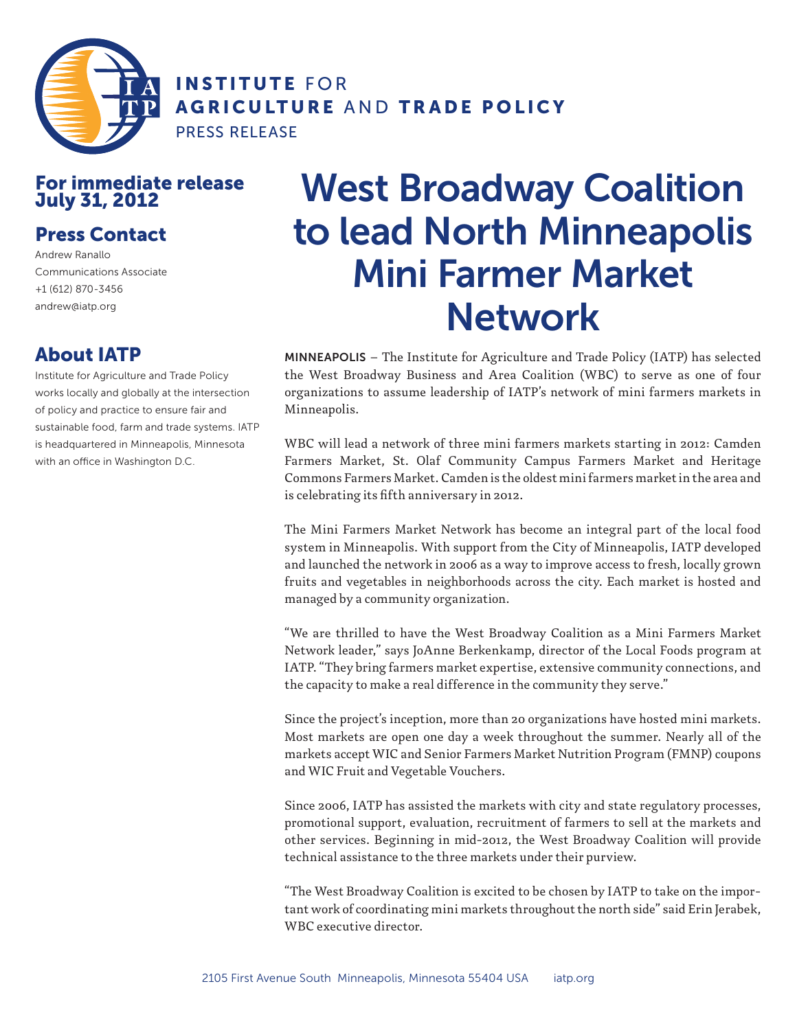INSTITUTE FOR AGRICULTURE AND TRADE POLICY

PRESS RELEASE

## For immediate release July 31, 2012

## Press Contact

Andrew Ranallo
Communications Associate
+1 (612) 870-3456
andrew@iatp.org

## About IATP

Institute for Agriculture and Trade Policy works locally and globally at the intersection of policy and practice to ensure fair and sustainable food, farm and trade systems. IATP is headquartered in Minneapolis, Minnesota with an office in Washington D.C.

# West Broadway Coalition to lead North Minneapolis Mini Farmer Market Network

**MINNEAPOLIS** – The Institute for Agriculture and Trade Policy (IATP) has selected the West Broadway Business and Area Coalition (WBC) to serve as one of four organizations to assume leadership of IATP's network of mini farmers markets in Minneapolis.

WBC will lead a network of three mini farmers markets starting in 2012: Camden Farmers Market, St. Olaf Community Campus Farmers Market and Heritage Commons Farmers Market. Camden is the oldest mini farmers market in the area and is celebrating its fifth anniversary in 2012.

The Mini Farmers Market Network has become an integral part of the local food system in Minneapolis. With support from the City of Minneapolis, IATP developed and launched the network in 2006 as a way to improve access to fresh, locally grown fruits and vegetables in neighborhoods across the city. Each market is hosted and managed by a community organization.

"We are thrilled to have the West Broadway Coalition as a Mini Farmers Market Network leader," says JoAnne Berkenkamp, director of the Local Foods program at IATP. "They bring farmers market expertise, extensive community connections, and the capacity to make a real difference in the community they serve."

Since the project's inception, more than 20 organizations have hosted mini markets. Most markets are open one day a week throughout the summer. Nearly all of the markets accept WIC and Senior Farmers Market Nutrition Program (FMNP) coupons and WIC Fruit and Vegetable Vouchers.

Since 2006, IATP has assisted the markets with city and state regulatory processes, promotional support, evaluation, recruitment of farmers to sell at the markets and other services. Beginning in mid-2012, the West Broadway Coalition will provide technical assistance to the three markets under their purview.

"The West Broadway Coalition is excited to be chosen by IATP to take on the important work of coordinating mini markets throughout the north side" said Erin Jerabek, WBC executive director.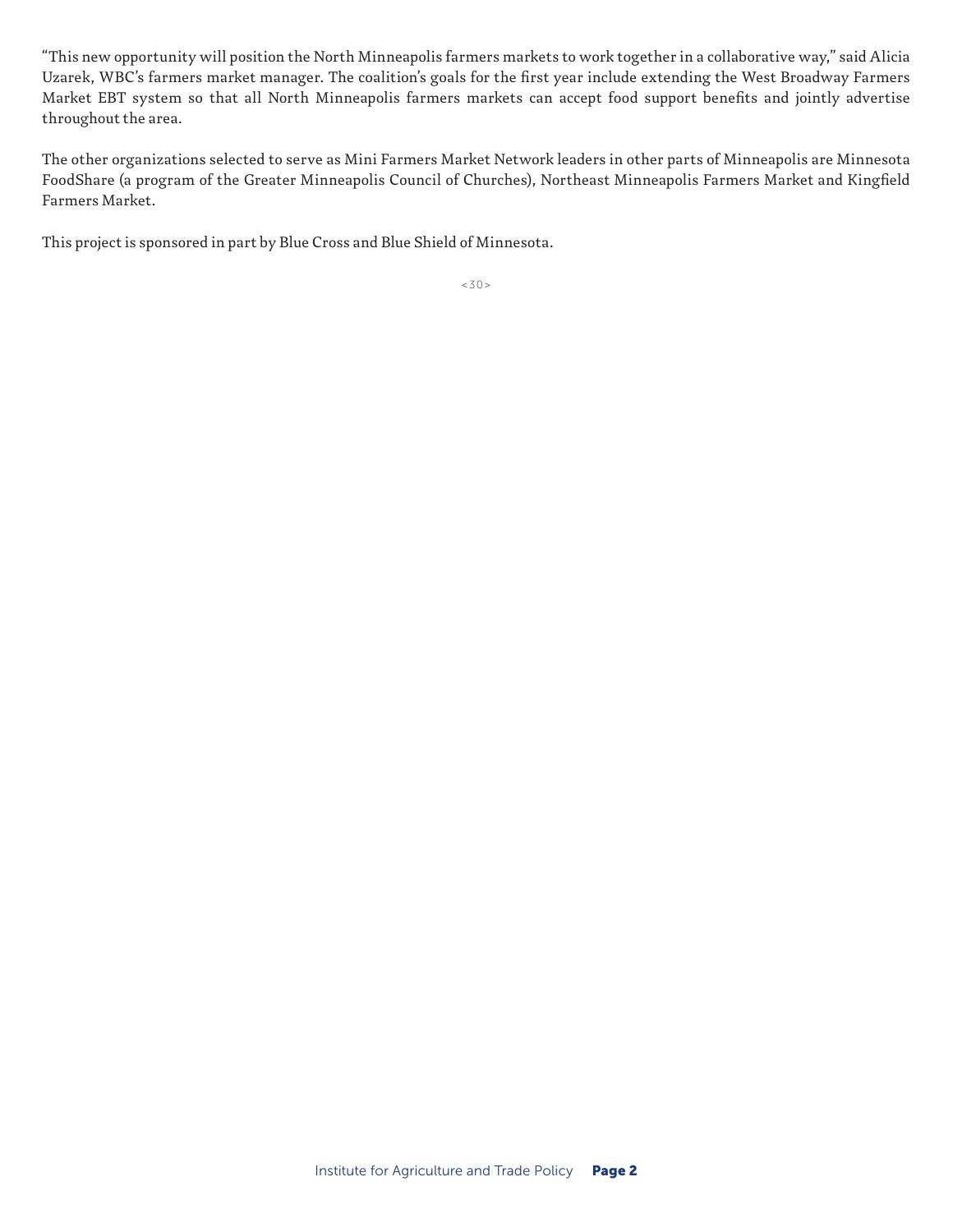"This new opportunity will position the North Minneapolis farmers markets to work together in a collaborative way," said Alicia Uzarek, WBC's farmers market manager. The coalition's goals for the first year include extending the West Broadway Farmers Market EBT system so that all North Minneapolis farmers markets can accept food support benefits and jointly advertise throughout the area.

The other organizations selected to serve as Mini Farmers Market Network leaders in other parts of Minneapolis are Minnesota FoodShare (a program of the Greater Minneapolis Council of Churches), Northeast Minneapolis Farmers Market and Kingfield Farmers Market.

This project is sponsored in part by Blue Cross and Blue Shield of Minnesota.

<30>